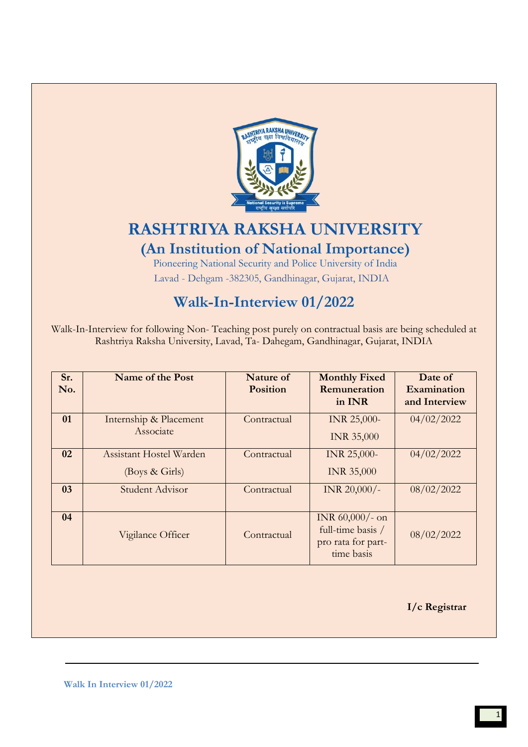# RASHTRIYA RAKSHA UNIVERSITY

## (An Institution of National Importance)

Pioneering National Security and Police University of India

Lavad - Dehgam -382305, Gandhinagar, Gujarat, INDIA

## Walk-In-Interview 01/2022

Walk-In-Interview for following Non- Teaching post purely on contractual basis are being scheduled at Rashtriya Raksha University, Lavad, Ta- Dahegam, Gandhinagar, Gujarat, INDIA

| Sr. No. | Name of the Post | Nature of Position | Monthly Fixed Remuneration in INR | Date of Examination and Interview |
|---|---|---|---|---|
| 01 | Internship & Placement Associate | Contractual | INR 25,000- INR 35,000 | 04/02/2022 |
| 02 | Assistant Hostel Warden (Boys & Girls) | Contractual | INR 25,000- INR 35,000 | 04/02/2022 |
| 03 | Student Advisor | Contractual | INR 20,000/- | 08/02/2022 |
| 04 | Vigilance Officer | Contractual | INR 60,000/- on full-time basis / pro rata for part-time basis | 08/02/2022 |

**I/c Registrar**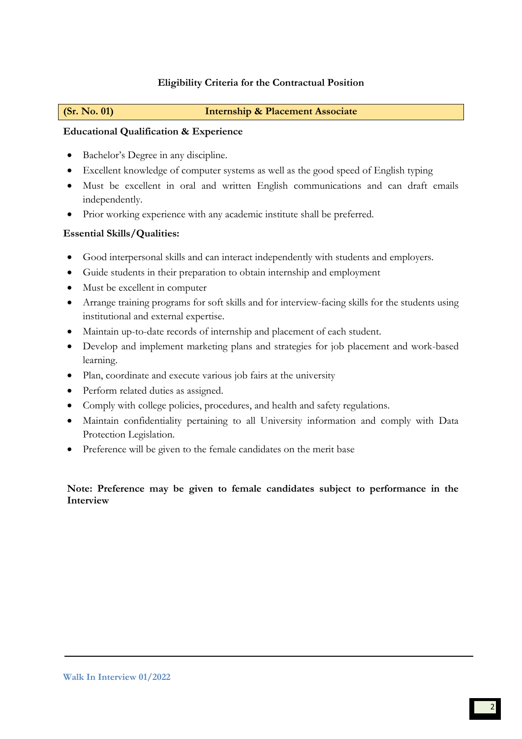## Eligibility Criteria for the Contractual Position

| (Sr. No. 01) | Internship & Placement Associate |
|---|---|

**Educational Qualification & Experience**

- Bachelor's Degree in any discipline.
- Excellent knowledge of computer systems as well as the good speed of English typing
- Must be excellent in oral and written English communications and can draft emails independently.
- Prior working experience with any academic institute shall be preferred.

**Essential Skills/Qualities:**

- Good interpersonal skills and can interact independently with students and employers.
- Guide students in their preparation to obtain internship and employment
- Must be excellent in computer
- Arrange training programs for soft skills and for interview-facing skills for the students using institutional and external expertise.
- Maintain up-to-date records of internship and placement of each student.
- Develop and implement marketing plans and strategies for job placement and work-based learning.
- Plan, coordinate and execute various job fairs at the university
- Perform related duties as assigned.
- Comply with college policies, procedures, and health and safety regulations.
- Maintain confidentiality pertaining to all University information and comply with Data Protection Legislation.
- Preference will be given to the female candidates on the merit base

**Note: Preference may be given to female candidates subject to performance in the Interview**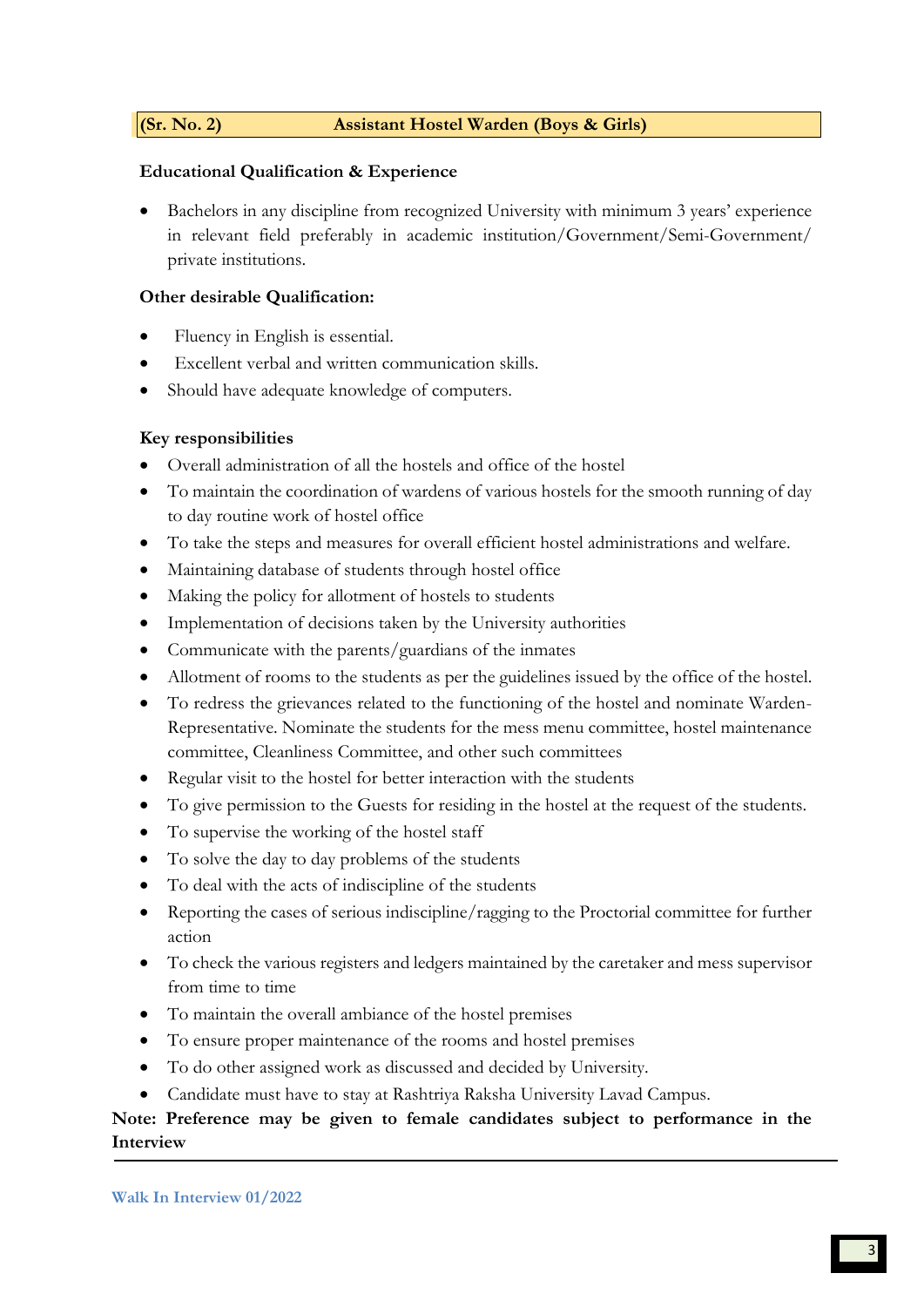## (Sr. No. 2) Assistant Hostel Warden (Boys & Girls)

**Educational Qualification & Experience**

- Bachelors in any discipline from recognized University with minimum 3 years' experience in relevant field preferably in academic institution/Government/Semi-Government/ private institutions.

**Other desirable Qualification:**

- Fluency in English is essential.
- Excellent verbal and written communication skills.
- Should have adequate knowledge of computers.

**Key responsibilities**

- Overall administration of all the hostels and office of the hostel
- To maintain the coordination of wardens of various hostels for the smooth running of day to day routine work of hostel office
- To take the steps and measures for overall efficient hostel administrations and welfare.
- Maintaining database of students through hostel office
- Making the policy for allotment of hostels to students
- Implementation of decisions taken by the University authorities
- Communicate with the parents/guardians of the inmates
- Allotment of rooms to the students as per the guidelines issued by the office of the hostel.
- To redress the grievances related to the functioning of the hostel and nominate Warden-Representative. Nominate the students for the mess menu committee, hostel maintenance committee, Cleanliness Committee, and other such committees
- Regular visit to the hostel for better interaction with the students
- To give permission to the Guests for residing in the hostel at the request of the students.
- To supervise the working of the hostel staff
- To solve the day to day problems of the students
- To deal with the acts of indiscipline of the students
- Reporting the cases of serious indiscipline/ragging to the Proctorial committee for further action
- To check the various registers and ledgers maintained by the caretaker and mess supervisor from time to time
- To maintain the overall ambiance of the hostel premises
- To ensure proper maintenance of the rooms and hostel premises
- To do other assigned work as discussed and decided by University.
- Candidate must have to stay at Rashtriya Raksha University Lavad Campus.

**Note: Preference may be given to female candidates subject to performance in the Interview**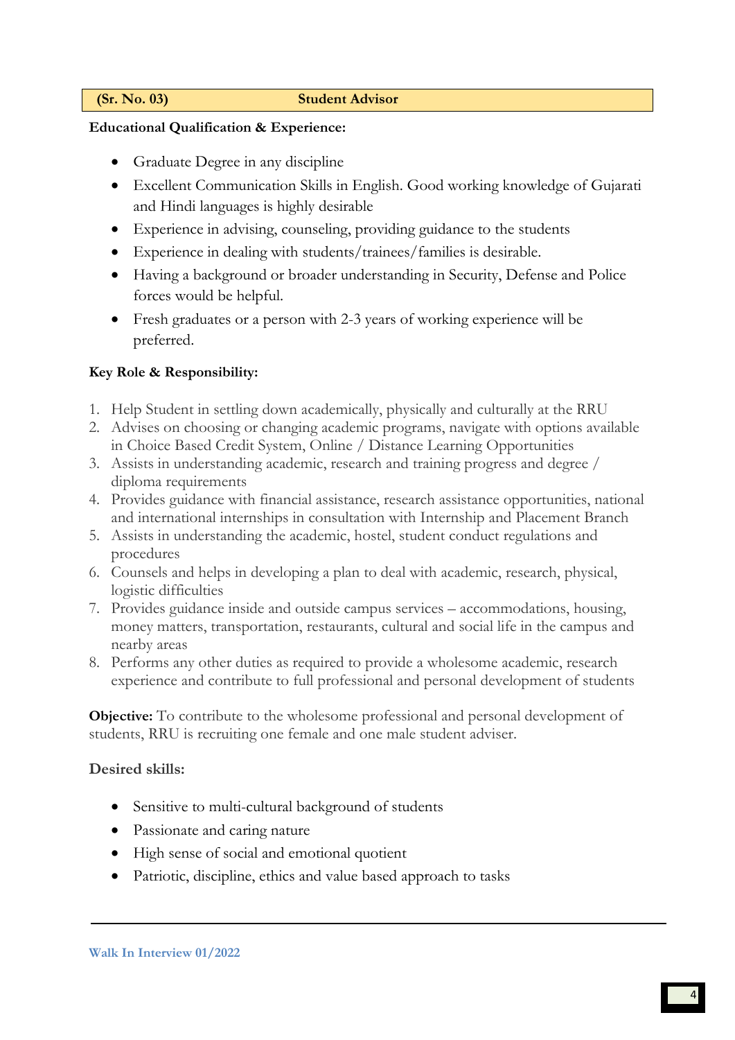| (Sr. No. 03) | Student Advisor |
| --- | --- |

**Educational Qualification & Experience:**

- Graduate Degree in any discipline
- Excellent Communication Skills in English. Good working knowledge of Gujarati and Hindi languages is highly desirable
- Experience in advising, counseling, providing guidance to the students
- Experience in dealing with students/trainees/families is desirable.
- Having a background or broader understanding in Security, Defense and Police forces would be helpful.
- Fresh graduates or a person with 2-3 years of working experience will be preferred.

**Key Role & Responsibility:**

1. Help Student in settling down academically, physically and culturally at the RRU
2. Advises on choosing or changing academic programs, navigate with options available in Choice Based Credit System, Online / Distance Learning Opportunities
3. Assists in understanding academic, research and training progress and degree / diploma requirements
4. Provides guidance with financial assistance, research assistance opportunities, national and international internships in consultation with Internship and Placement Branch
5. Assists in understanding the academic, hostel, student conduct regulations and procedures
6. Counsels and helps in developing a plan to deal with academic, research, physical, logistic difficulties
7. Provides guidance inside and outside campus services – accommodations, housing, money matters, transportation, restaurants, cultural and social life in the campus and nearby areas
8. Performs any other duties as required to provide a wholesome academic, research experience and contribute to full professional and personal development of students

**Objective:** To contribute to the wholesome professional and personal development of students, RRU is recruiting one female and one male student adviser.

**Desired skills:**

- Sensitive to multi-cultural background of students
- Passionate and caring nature
- High sense of social and emotional quotient
- Patriotic, discipline, ethics and value based approach to tasks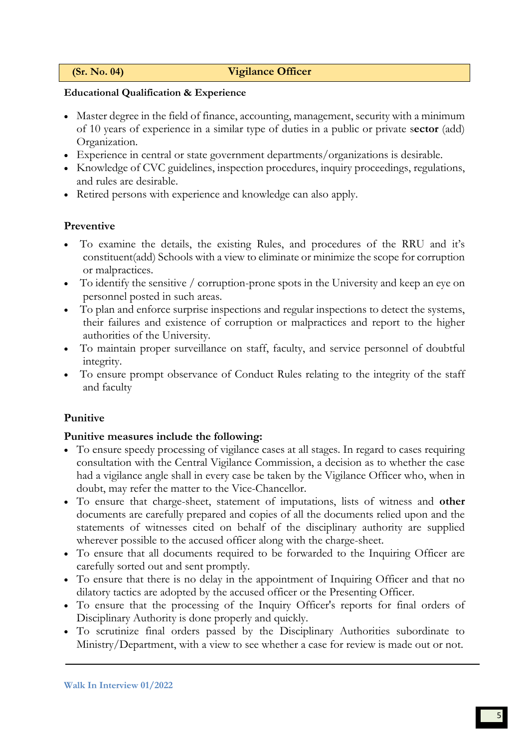**(Sr. No. 04) Vigilance Officer**

**Educational Qualification & Experience**

- Master degree in the field of finance, accounting, management, security with a minimum of 10 years of experience in a similar type of duties in a public or private s**ector** (add) Organization.
- Experience in central or state government departments/organizations is desirable.
- Knowledge of CVC guidelines, inspection procedures, inquiry proceedings, regulations, and rules are desirable.
- Retired persons with experience and knowledge can also apply.

**Preventive**

- To examine the details, the existing Rules, and procedures of the RRU and it's constituent(add) Schools with a view to eliminate or minimize the scope for corruption or malpractices.
- To identify the sensitive / corruption-prone spots in the University and keep an eye on personnel posted in such areas.
- To plan and enforce surprise inspections and regular inspections to detect the systems, their failures and existence of corruption or malpractices and report to the higher authorities of the University.
- To maintain proper surveillance on staff, faculty, and service personnel of doubtful integrity.
- To ensure prompt observance of Conduct Rules relating to the integrity of the staff and faculty

**Punitive**

**Punitive measures include the following:**

- To ensure speedy processing of vigilance cases at all stages. In regard to cases requiring consultation with the Central Vigilance Commission, a decision as to whether the case had a vigilance angle shall in every case be taken by the Vigilance Officer who, when in doubt, may refer the matter to the Vice-Chancellor.
- To ensure that charge-sheet, statement of imputations, lists of witness and **other** documents are carefully prepared and copies of all the documents relied upon and the statements of witnesses cited on behalf of the disciplinary authority are supplied wherever possible to the accused officer along with the charge-sheet.
- To ensure that all documents required to be forwarded to the Inquiring Officer are carefully sorted out and sent promptly.
- To ensure that there is no delay in the appointment of Inquiring Officer and that no dilatory tactics are adopted by the accused officer or the Presenting Officer.
- To ensure that the processing of the Inquiry Officer's reports for final orders of Disciplinary Authority is done properly and quickly.
- To scrutinize final orders passed by the Disciplinary Authorities subordinate to Ministry/Department, with a view to see whether a case for review is made out or not.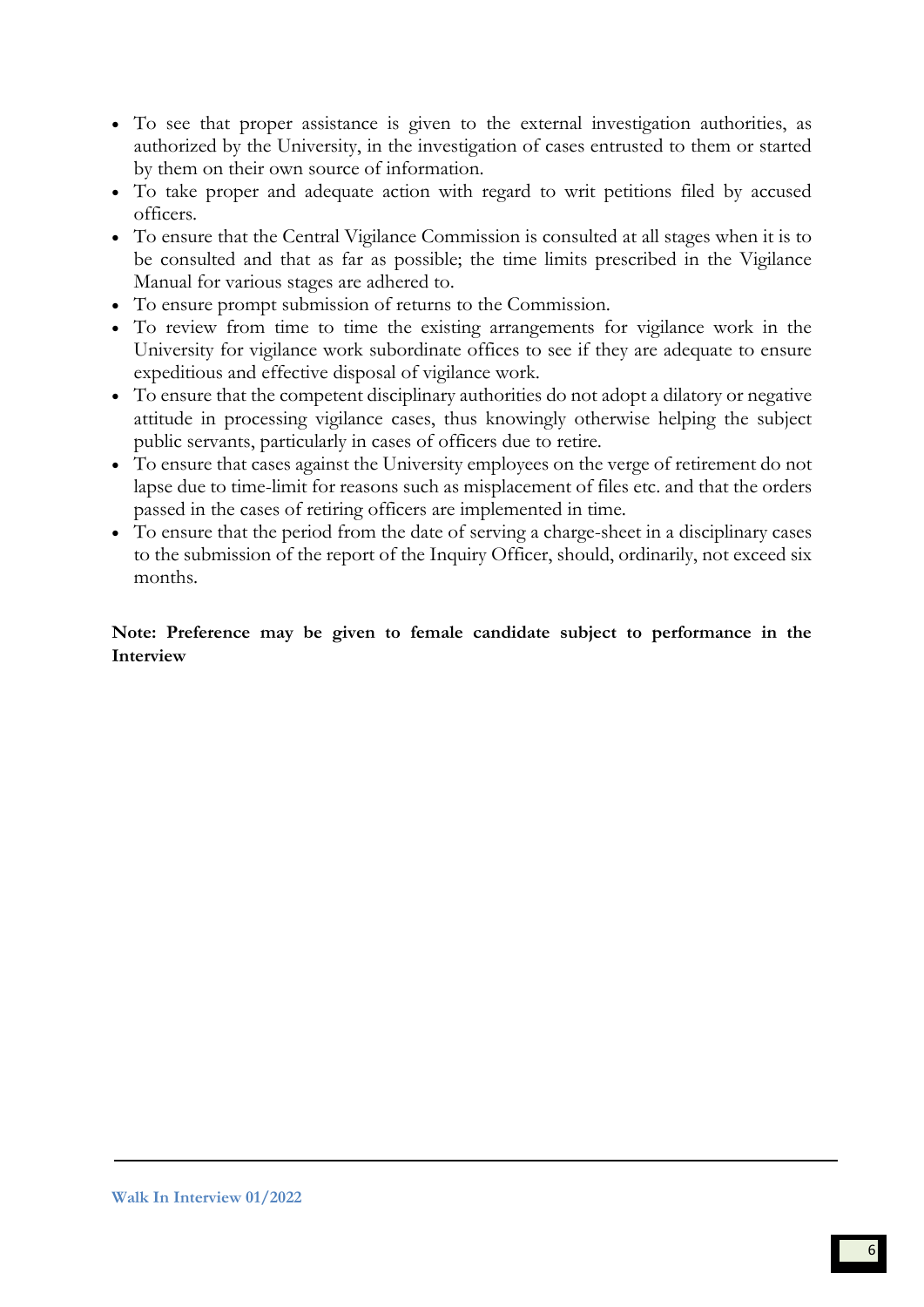- To see that proper assistance is given to the external investigation authorities, as authorized by the University, in the investigation of cases entrusted to them or started by them on their own source of information.
- To take proper and adequate action with regard to writ petitions filed by accused officers.
- To ensure that the Central Vigilance Commission is consulted at all stages when it is to be consulted and that as far as possible; the time limits prescribed in the Vigilance Manual for various stages are adhered to.
- To ensure prompt submission of returns to the Commission.
- To review from time to time the existing arrangements for vigilance work in the University for vigilance work subordinate offices to see if they are adequate to ensure expeditious and effective disposal of vigilance work.
- To ensure that the competent disciplinary authorities do not adopt a dilatory or negative attitude in processing vigilance cases, thus knowingly otherwise helping the subject public servants, particularly in cases of officers due to retire.
- To ensure that cases against the University employees on the verge of retirement do not lapse due to time-limit for reasons such as misplacement of files etc. and that the orders passed in the cases of retiring officers are implemented in time.
- To ensure that the period from the date of serving a charge-sheet in a disciplinary cases to the submission of the report of the Inquiry Officer, should, ordinarily, not exceed six months.

**Note: Preference may be given to female candidate subject to performance in the Interview**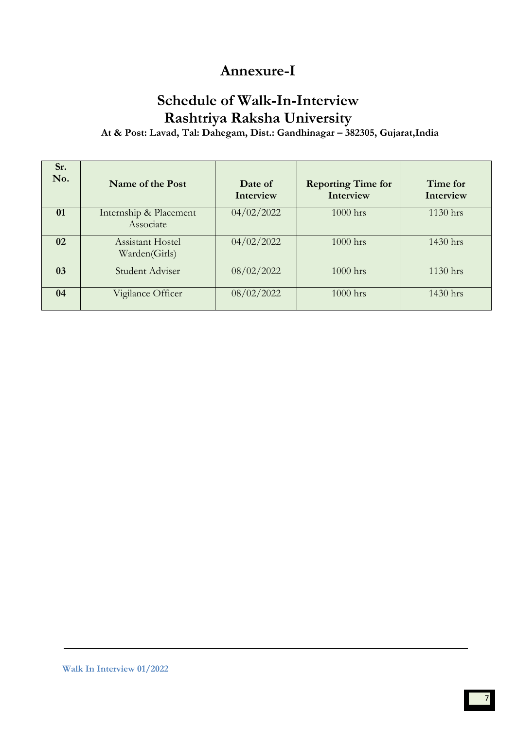# Annexure-I

## Schedule of Walk-In-Interview
## Rashtriya Raksha University

**At & Post: Lavad, Tal: Dahegam, Dist.: Gandhinagar – 382305, Gujarat,India**

| Sr. No. | Name of the Post | Date of Interview | Reporting Time for Interview | Time for Interview |
|---|---|---|---|---|
| **01** | Internship & Placement Associate | 04/02/2022 | 1000 hrs | 1130 hrs |
| **02** | Assistant Hostel Warden(Girls) | 04/02/2022 | 1000 hrs | 1430 hrs |
| **03** | Student Adviser | 08/02/2022 | 1000 hrs | 1130 hrs |
| **04** | Vigilance Officer | 08/02/2022 | 1000 hrs | 1430 hrs |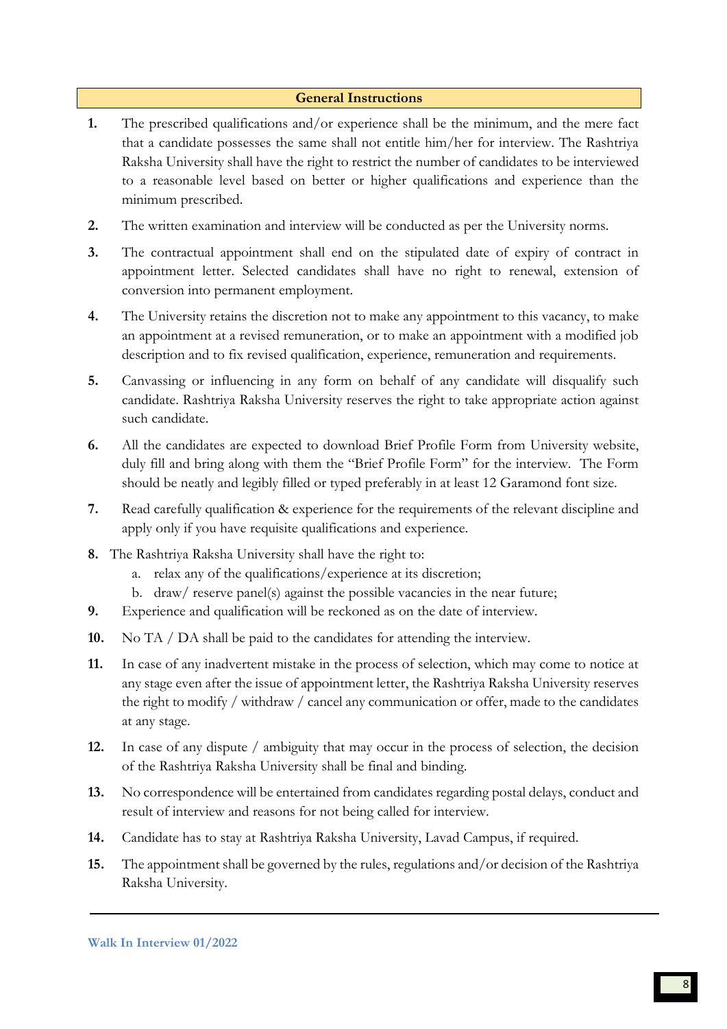## General Instructions

1. The prescribed qualifications and/or experience shall be the minimum, and the mere fact that a candidate possesses the same shall not entitle him/her for interview. The Rashtriya Raksha University shall have the right to restrict the number of candidates to be interviewed to a reasonable level based on better or higher qualifications and experience than the minimum prescribed.
2. The written examination and interview will be conducted as per the University norms.
3. The contractual appointment shall end on the stipulated date of expiry of contract in appointment letter. Selected candidates shall have no right to renewal, extension of conversion into permanent employment.
4. The University retains the discretion not to make any appointment to this vacancy, to make an appointment at a revised remuneration, or to make an appointment with a modified job description and to fix revised qualification, experience, remuneration and requirements.
5. Canvassing or influencing in any form on behalf of any candidate will disqualify such candidate. Rashtriya Raksha University reserves the right to take appropriate action against such candidate.
6. All the candidates are expected to download Brief Profile Form from University website, duly fill and bring along with them the "Brief Profile Form" for the interview. The Form should be neatly and legibly filled or typed preferably in at least 12 Garamond font size.
7. Read carefully qualification & experience for the requirements of the relevant discipline and apply only if you have requisite qualifications and experience.
8. The Rashtriya Raksha University shall have the right to:
   a. relax any of the qualifications/experience at its discretion;
   b. draw/ reserve panel(s) against the possible vacancies in the near future;
9. Experience and qualification will be reckoned as on the date of interview.
10. No TA / DA shall be paid to the candidates for attending the interview.
11. In case of any inadvertent mistake in the process of selection, which may come to notice at any stage even after the issue of appointment letter, the Rashtriya Raksha University reserves the right to modify / withdraw / cancel any communication or offer, made to the candidates at any stage.
12. In case of any dispute / ambiguity that may occur in the process of selection, the decision of the Rashtriya Raksha University shall be final and binding.
13. No correspondence will be entertained from candidates regarding postal delays, conduct and result of interview and reasons for not being called for interview.
14. Candidate has to stay at Rashtriya Raksha University, Lavad Campus, if required.
15. The appointment shall be governed by the rules, regulations and/or decision of the Rashtriya Raksha University.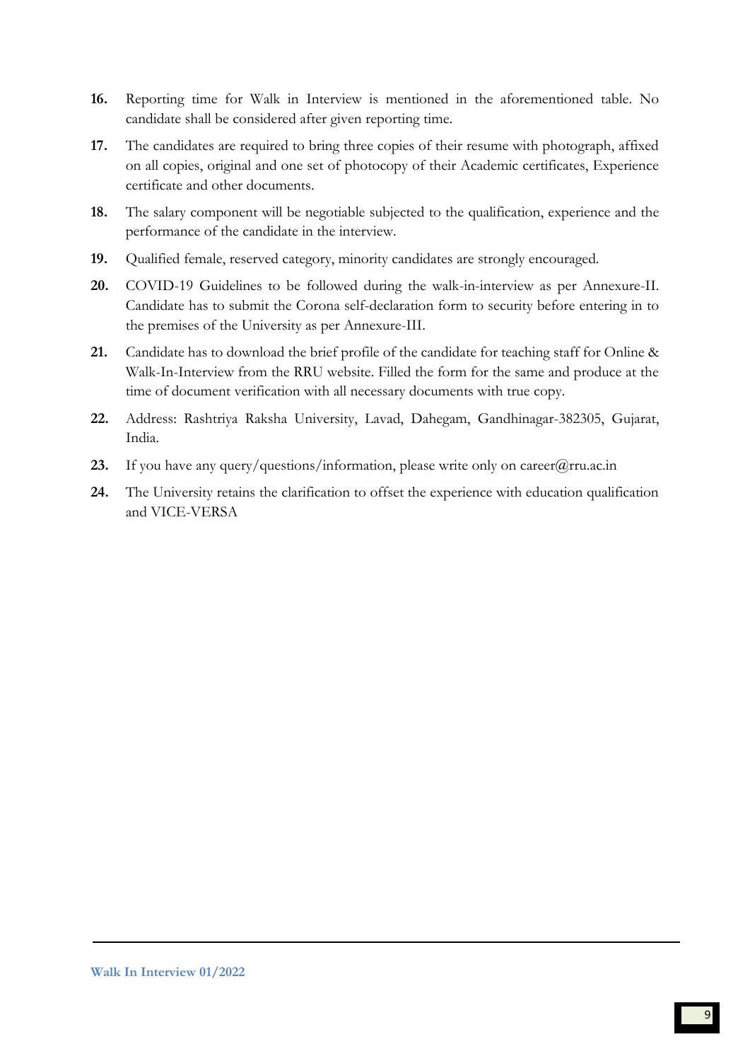**16.** Reporting time for Walk in Interview is mentioned in the aforementioned table. No candidate shall be considered after given reporting time.

**17.** The candidates are required to bring three copies of their resume with photograph, affixed on all copies, original and one set of photocopy of their Academic certificates, Experience certificate and other documents.

**18.** The salary component will be negotiable subjected to the qualification, experience and the performance of the candidate in the interview.

**19.** Qualified female, reserved category, minority candidates are strongly encouraged.

**20.** COVID-19 Guidelines to be followed during the walk-in-interview as per Annexure-II. Candidate has to submit the Corona self-declaration form to security before entering in to the premises of the University as per Annexure-III.

**21.** Candidate has to download the brief profile of the candidate for teaching staff for Online & Walk-In-Interview from the RRU website. Filled the form for the same and produce at the time of document verification with all necessary documents with true copy.

**22.** Address: Rashtriya Raksha University, Lavad, Dahegam, Gandhinagar-382305, Gujarat, India.

**23.** If you have any query/questions/information, please write only on career@rru.ac.in

**24.** The University retains the clarification to offset the experience with education qualification and VICE-VERSA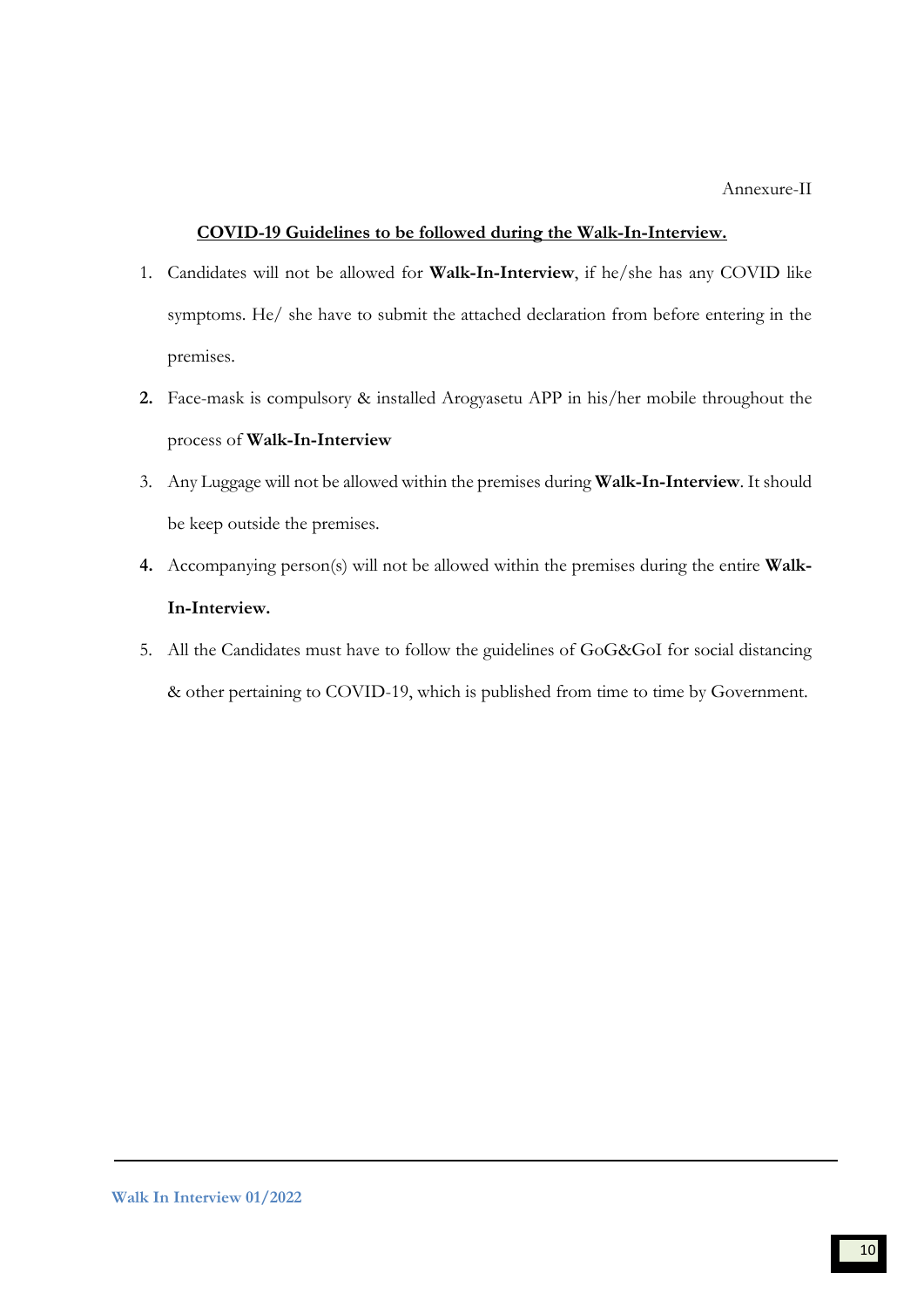Annexure-II

## COVID-19 Guidelines to be followed during the Walk-In-Interview.

1. Candidates will not be allowed for **Walk-In-Interview**, if he/she has any COVID like symptoms. He/ she have to submit the attached declaration from before entering in the premises.
2. Face-mask is compulsory & installed Arogyasetu APP in his/her mobile throughout the process of **Walk-In-Interview**
3. Any Luggage will not be allowed within the premises during **Walk-In-Interview**. It should be keep outside the premises.
4. Accompanying person(s) will not be allowed within the premises during the entire **Walk-In-Interview.**
5. All the Candidates must have to follow the guidelines of GoG&GoI for social distancing & other pertaining to COVID-19, which is published from time to time by Government.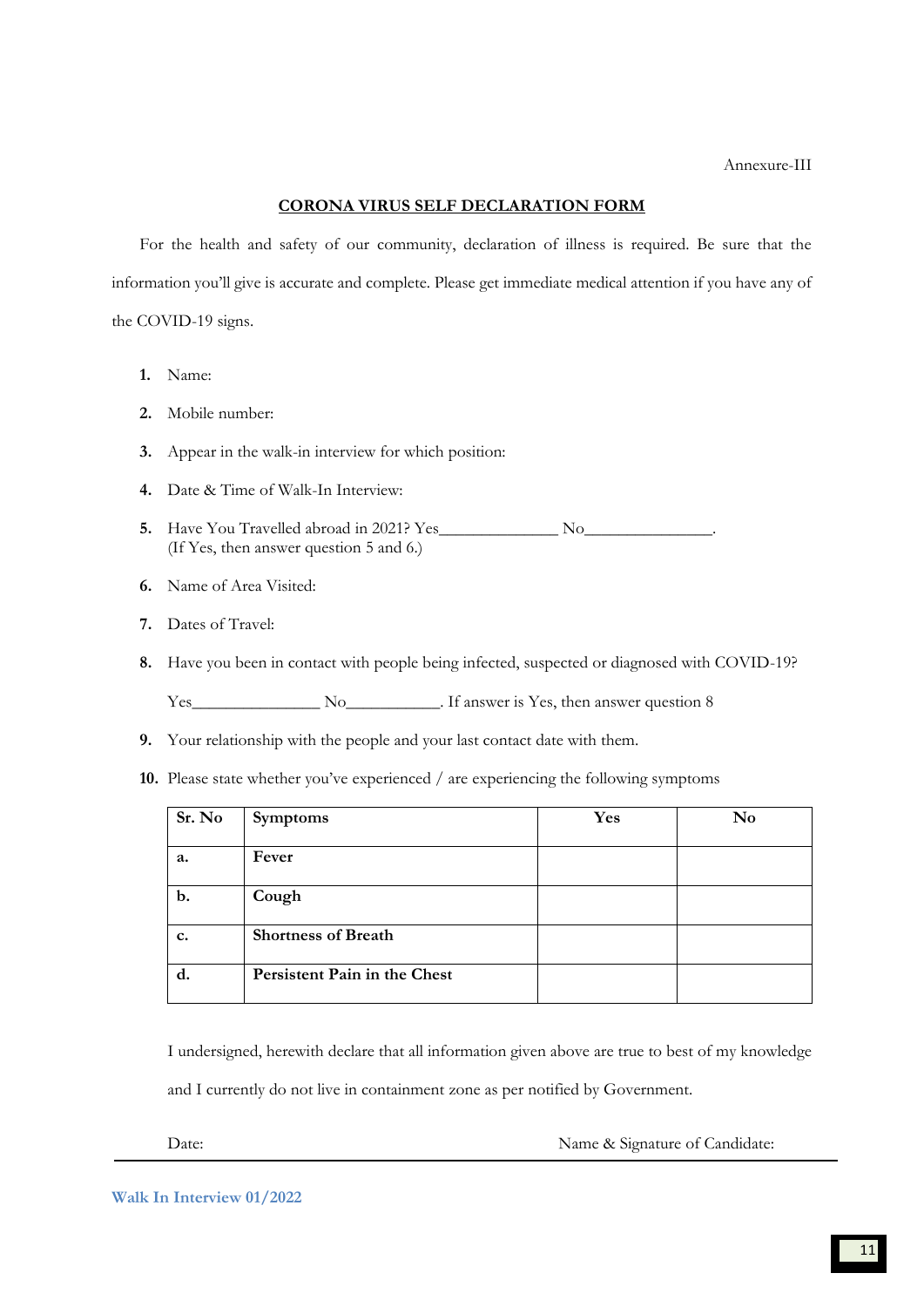Annexure-III

## CORONA VIRUS SELF DECLARATION FORM

For the health and safety of our community, declaration of illness is required. Be sure that the information you'll give is accurate and complete. Please get immediate medical attention if you have any of the COVID-19 signs.

1. Name:
2. Mobile number:
3. Appear in the walk-in interview for which position:
4. Date & Time of Walk-In Interview:
5. Have You Travelled abroad in 2021? Yes_______________ No________________.
   (If Yes, then answer question 5 and 6.)
6. Name of Area Visited:
7. Dates of Travel:
8. Have you been in contact with people being infected, suspected or diagnosed with COVID-19?

   Yes________________ No____________. If answer is Yes, then answer question 8
9. Your relationship with the people and your last contact date with them.
10. Please state whether you've experienced / are experiencing the following symptoms

| Sr. No | Symptoms | Yes | No |
|---|---|---|---|
| **a.** | **Fever** | | |
| **b.** | **Cough** | | |
| **c.** | **Shortness of Breath** | | |
| **d.** | **Persistent Pain in the Chest** | | |

I undersigned, herewith declare that all information given above are true to best of my knowledge and I currently do not live in containment zone as per notified by Government.

Date: Name & Signature of Candidate:

**Walk In Interview 01/2022**